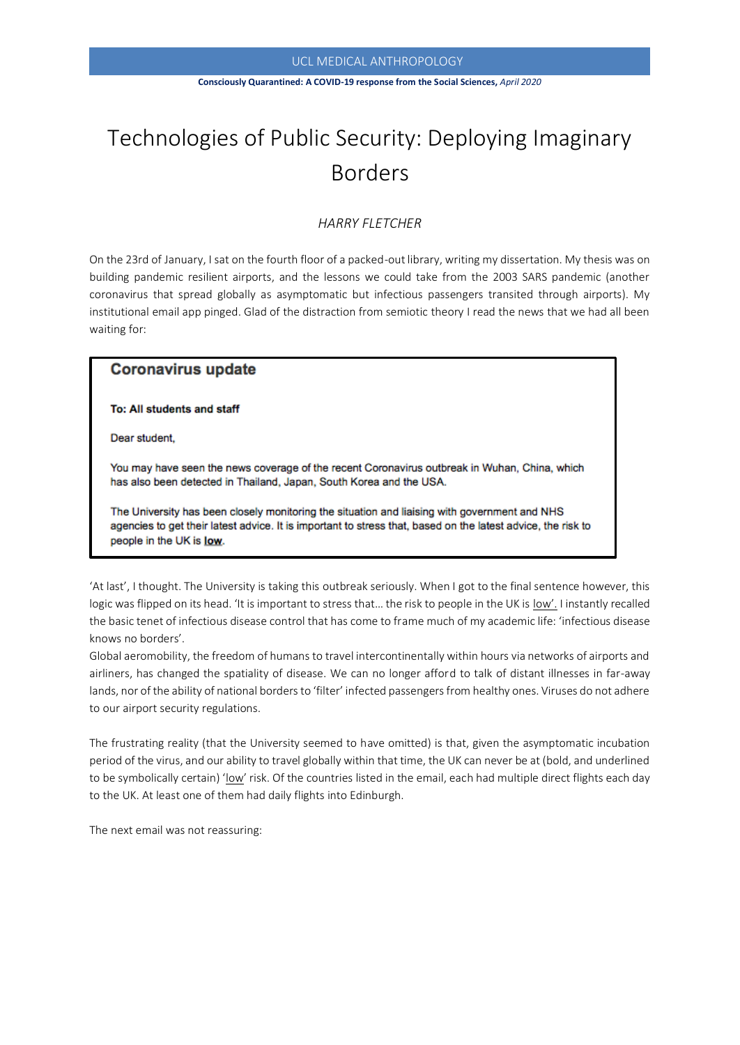# Technologies of Public Security: Deploying Imaginary Borders

*HARRY FLETCHER*

On the 23rd of January, I sat on the fourth floor of a packed-out library, writing my dissertation. My thesis was on building pandemic resilient airports, and the lessons we could take from the 2003 SARS pandemic (another coronavirus that spread globally as asymptomatic but infectious passengers transited through airports). My institutional email app pinged. Glad of the distraction from semiotic theory I read the news that we had all been waiting for:

> **Coronavirus update**
>
> **To: All students and staff**
>
> Dear student,
>
> You may have seen the news coverage of the recent Coronavirus outbreak in Wuhan, China, which has also been detected in Thailand, Japan, South Korea and the USA.
>
> The University has been closely monitoring the situation and liaising with government and NHS agencies to get their latest advice. It is important to stress that, based on the latest advice, the risk to people in the UK is **<u>low</u>**.

'At last', I thought. The University is taking this outbreak seriously. When I got to the final sentence however, this logic was flipped on its head. 'It is important to stress that… the risk to people in the UK is <u>low'.</u> I instantly recalled the basic tenet of infectious disease control that has come to frame much of my academic life: 'infectious disease knows no borders'.

Global aeromobility, the freedom of humans to travel intercontinentally within hours via networks of airports and airliners, has changed the spatiality of disease. We can no longer afford to talk of distant illnesses in far-away lands, nor of the ability of national borders to 'filter' infected passengers from healthy ones. Viruses do not adhere to our airport security regulations.

The frustrating reality (that the University seemed to have omitted) is that, given the asymptomatic incubation period of the virus, and our ability to travel globally within that time, the UK can never be at (bold, and underlined to be symbolically certain) '<u>low</u>' risk. Of the countries listed in the email, each had multiple direct flights each day to the UK. At least one of them had daily flights into Edinburgh.

The next email was not reassuring: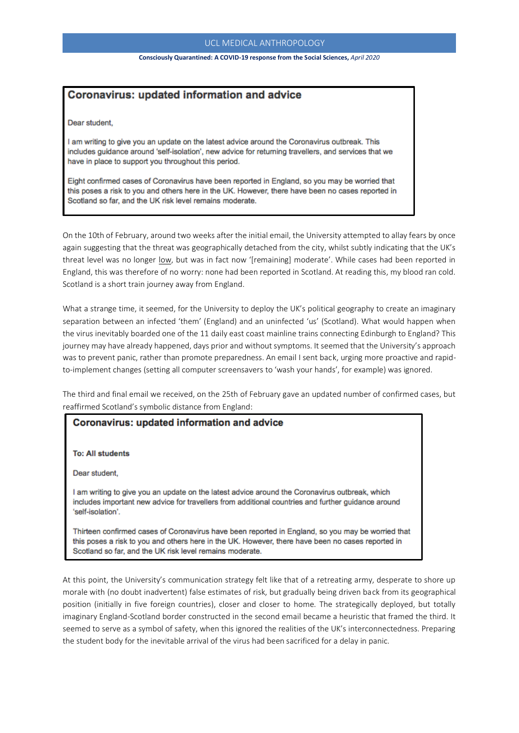> **Coronavirus: updated information and advice**
>
> Dear student,
>
> I am writing to give you an update on the latest advice around the Coronavirus outbreak. This includes guidance around 'self-isolation', new advice for returning travellers, and services that we have in place to support you throughout this period.
>
> Eight confirmed cases of Coronavirus have been reported in England, so you may be worried that this poses a risk to you and others here in the UK. However, there have been no cases reported in Scotland so far, and the UK risk level remains moderate.

On the 10th of February, around two weeks after the initial email, the University attempted to allay fears by once again suggesting that the threat was geographically detached from the city, whilst subtly indicating that the UK's threat level was no longer low, but was in fact now '[remaining] moderate'. While cases had been reported in England, this was therefore of no worry: none had been reported in Scotland. At reading this, my blood ran cold. Scotland is a short train journey away from England.

What a strange time, it seemed, for the University to deploy the UK's political geography to create an imaginary separation between an infected 'them' (England) and an uninfected 'us' (Scotland). What would happen when the virus inevitably boarded one of the 11 daily east coast mainline trains connecting Edinburgh to England? This journey may have already happened, days prior and without symptoms. It seemed that the University's approach was to prevent panic, rather than promote preparedness. An email I sent back, urging more proactive and rapid-to-implement changes (setting all computer screensavers to 'wash your hands', for example) was ignored.

The third and final email we received, on the 25th of February gave an updated number of confirmed cases, but reaffirmed Scotland's symbolic distance from England:

> **Coronavirus: updated information and advice**
>
> **To: All students**
>
> Dear student,
>
> I am writing to give you an update on the latest advice around the Coronavirus outbreak, which includes important new advice for travellers from additional countries and further guidance around 'self-isolation'.
>
> Thirteen confirmed cases of Coronavirus have been reported in England, so you may be worried that this poses a risk to you and others here in the UK. However, there have been no cases reported in Scotland so far, and the UK risk level remains moderate.

At this point, the University's communication strategy felt like that of a retreating army, desperate to shore up morale with (no doubt inadvertent) false estimates of risk, but gradually being driven back from its geographical position (initially in five foreign countries), closer and closer to home. The strategically deployed, but totally imaginary England-Scotland border constructed in the second email became a heuristic that framed the third. It seemed to serve as a symbol of safety, when this ignored the realities of the UK's interconnectedness. Preparing the student body for the inevitable arrival of the virus had been sacrificed for a delay in panic.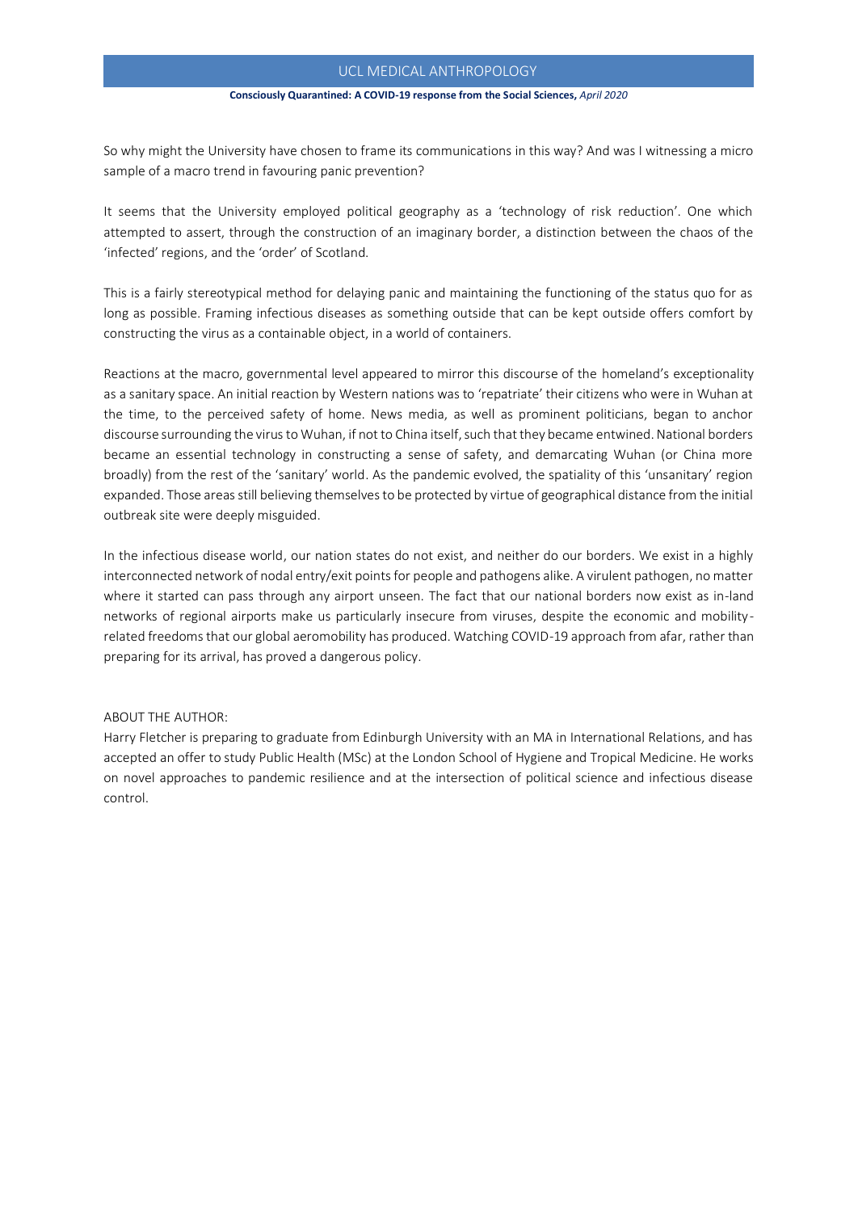So why might the University have chosen to frame its communications in this way? And was I witnessing a micro sample of a macro trend in favouring panic prevention?

It seems that the University employed political geography as a 'technology of risk reduction'. One which attempted to assert, through the construction of an imaginary border, a distinction between the chaos of the 'infected' regions, and the 'order' of Scotland.

This is a fairly stereotypical method for delaying panic and maintaining the functioning of the status quo for as long as possible. Framing infectious diseases as something outside that can be kept outside offers comfort by constructing the virus as a containable object, in a world of containers.

Reactions at the macro, governmental level appeared to mirror this discourse of the homeland's exceptionality as a sanitary space. An initial reaction by Western nations was to 'repatriate' their citizens who were in Wuhan at the time, to the perceived safety of home. News media, as well as prominent politicians, began to anchor discourse surrounding the virus to Wuhan, if not to China itself, such that they became entwined. National borders became an essential technology in constructing a sense of safety, and demarcating Wuhan (or China more broadly) from the rest of the 'sanitary' world. As the pandemic evolved, the spatiality of this 'unsanitary' region expanded. Those areas still believing themselves to be protected by virtue of geographical distance from the initial outbreak site were deeply misguided.

In the infectious disease world, our nation states do not exist, and neither do our borders. We exist in a highly interconnected network of nodal entry/exit points for people and pathogens alike. A virulent pathogen, no matter where it started can pass through any airport unseen. The fact that our national borders now exist as in-land networks of regional airports make us particularly insecure from viruses, despite the economic and mobility-related freedoms that our global aeromobility has produced. Watching COVID-19 approach from afar, rather than preparing for its arrival, has proved a dangerous policy.

ABOUT THE AUTHOR:

Harry Fletcher is preparing to graduate from Edinburgh University with an MA in International Relations, and has accepted an offer to study Public Health (MSc) at the London School of Hygiene and Tropical Medicine. He works on novel approaches to pandemic resilience and at the intersection of political science and infectious disease control.